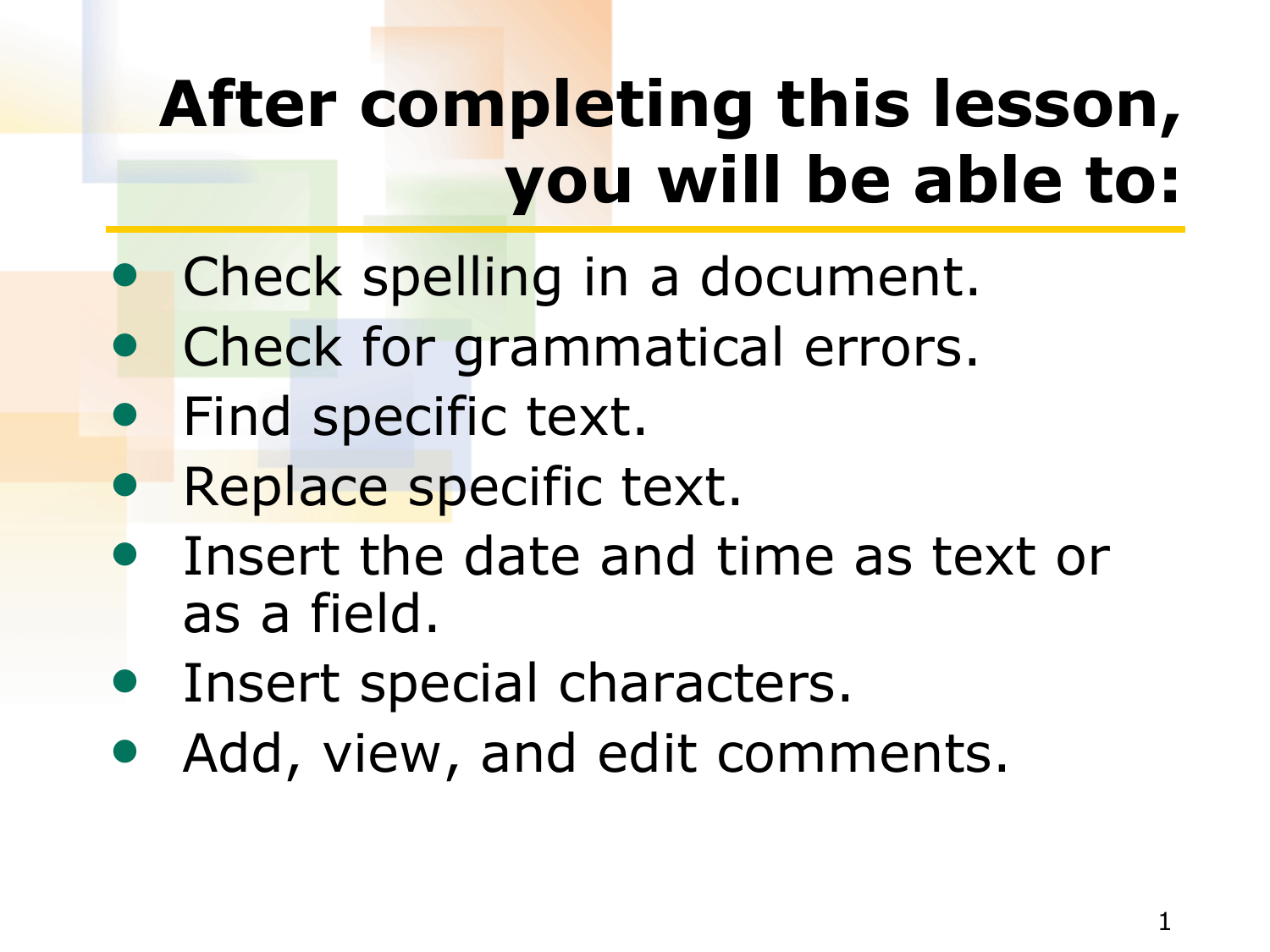# After completing this lesson, you will be able to:

- Check spelling in a document.
- Check for grammatical errors.
- Find specific text.
- Replace specific text.
- Insert the date and time as text or as a field.
- Insert special characters.
- Add, view, and edit comments.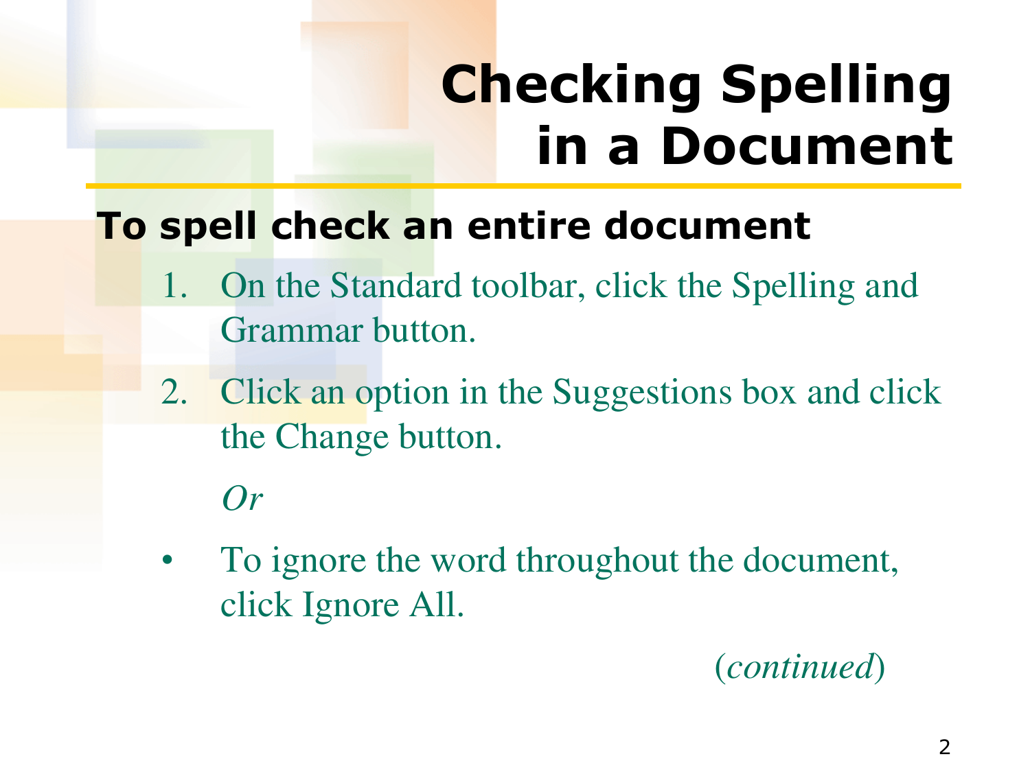# Checking Spelling in a Document

## To spell check an entire document

1. On the Standard toolbar, click the Spelling and Grammar button.
2. Click an option in the Suggestions box and click the Change button.

   *Or*

- To ignore the word throughout the document, click Ignore All.

(*continued*)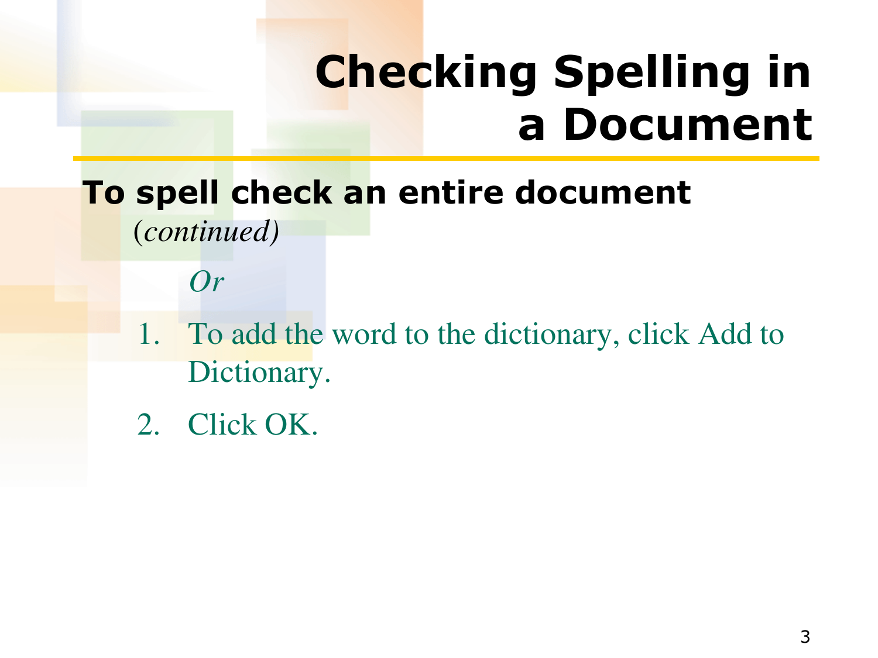# Checking Spelling in a Document

**To spell check an entire document** *(continued)*

*Or*

1. To add the word to the dictionary, click Add to Dictionary.
2. Click OK.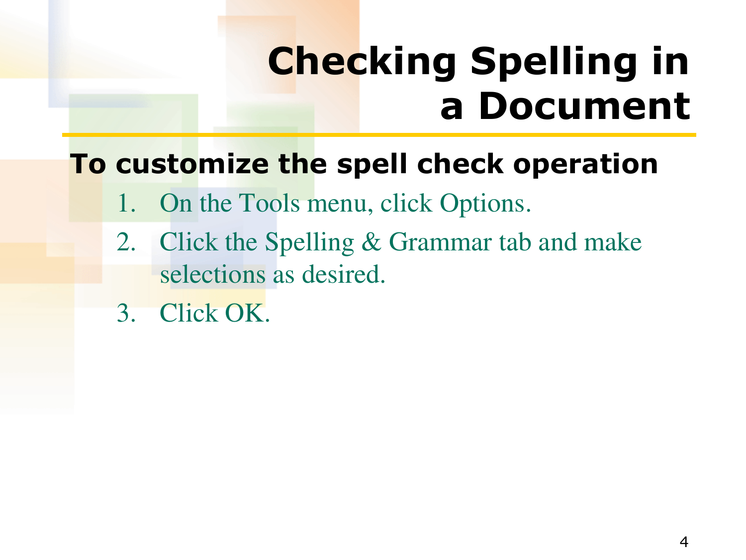# Checking Spelling in a Document

**To customize the spell check operation**

1. On the Tools menu, click Options.
2. Click the Spelling & Grammar tab and make selections as desired.
3. Click OK.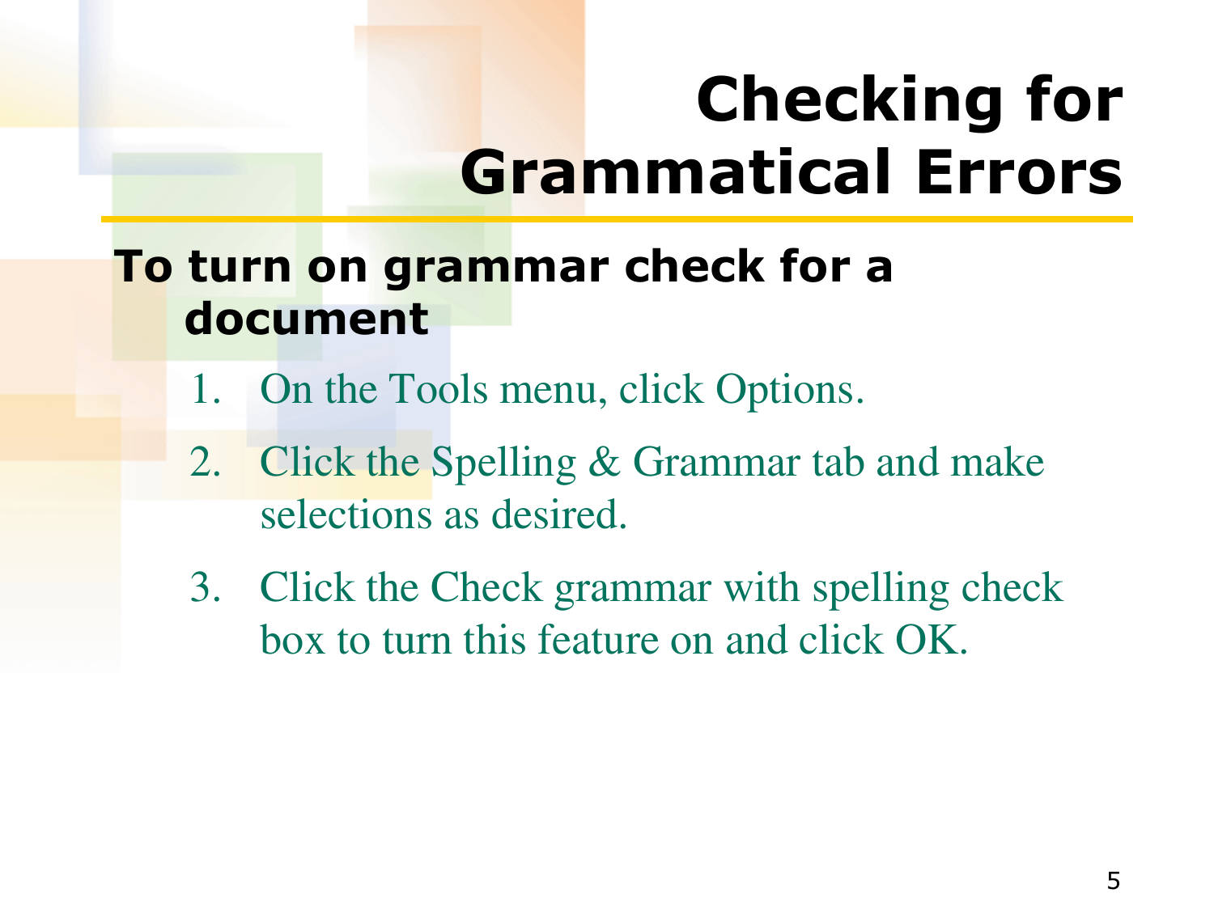# Checking for Grammatical Errors

**To turn on grammar check for a document**

1. On the Tools menu, click Options.
2. Click the Spelling & Grammar tab and make selections as desired.
3. Click the Check grammar with spelling check box to turn this feature on and click OK.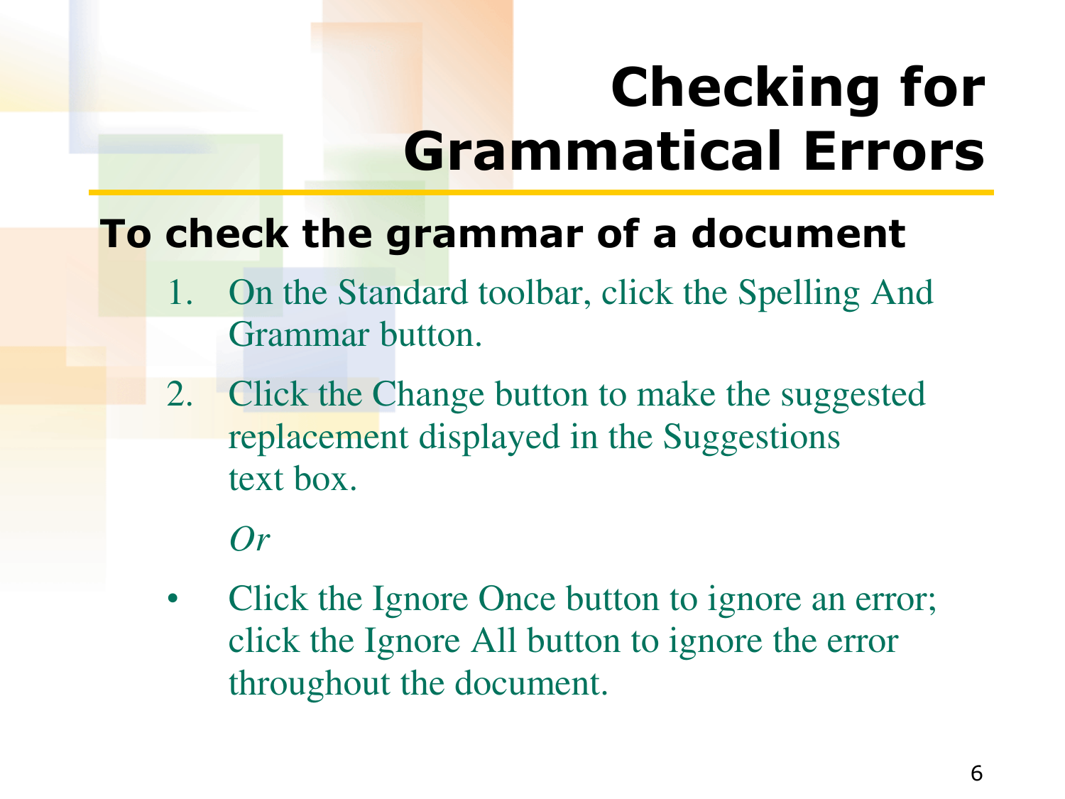# Checking for Grammatical Errors

**To check the grammar of a document**

1. On the Standard toolbar, click the Spelling And Grammar button.
2. Click the Change button to make the suggested replacement displayed in the Suggestions text box.

   *Or*

- Click the Ignore Once button to ignore an error; click the Ignore All button to ignore the error throughout the document.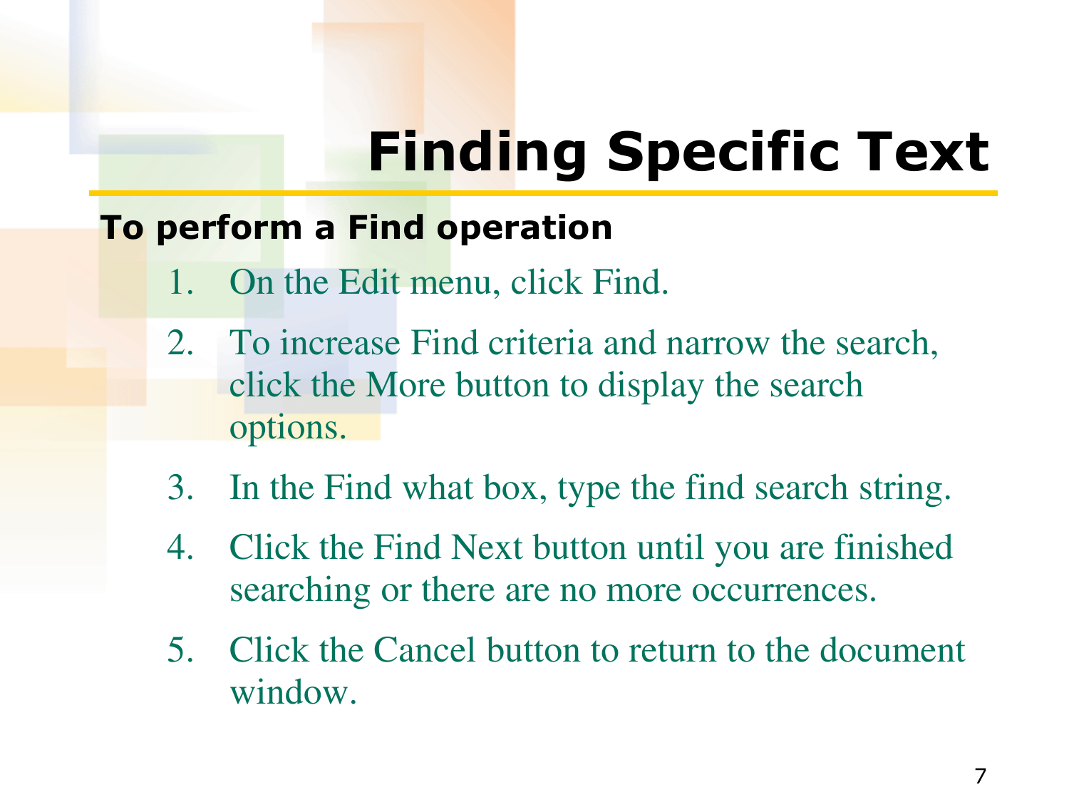# Finding Specific Text

**To perform a Find operation**

1. On the Edit menu, click Find.
2. To increase Find criteria and narrow the search, click the More button to display the search options.
3. In the Find what box, type the find search string.
4. Click the Find Next button until you are finished searching or there are no more occurrences.
5. Click the Cancel button to return to the document window.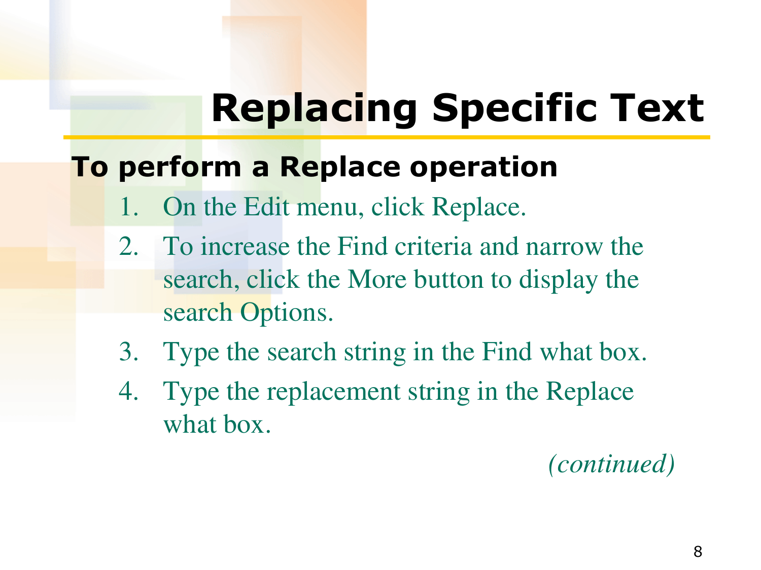# Replacing Specific Text

**To perform a Replace operation**

1. On the Edit menu, click Replace.
2. To increase the Find criteria and narrow the search, click the More button to display the search Options.
3. Type the search string in the Find what box.
4. Type the replacement string in the Replace what box.

*(continued)*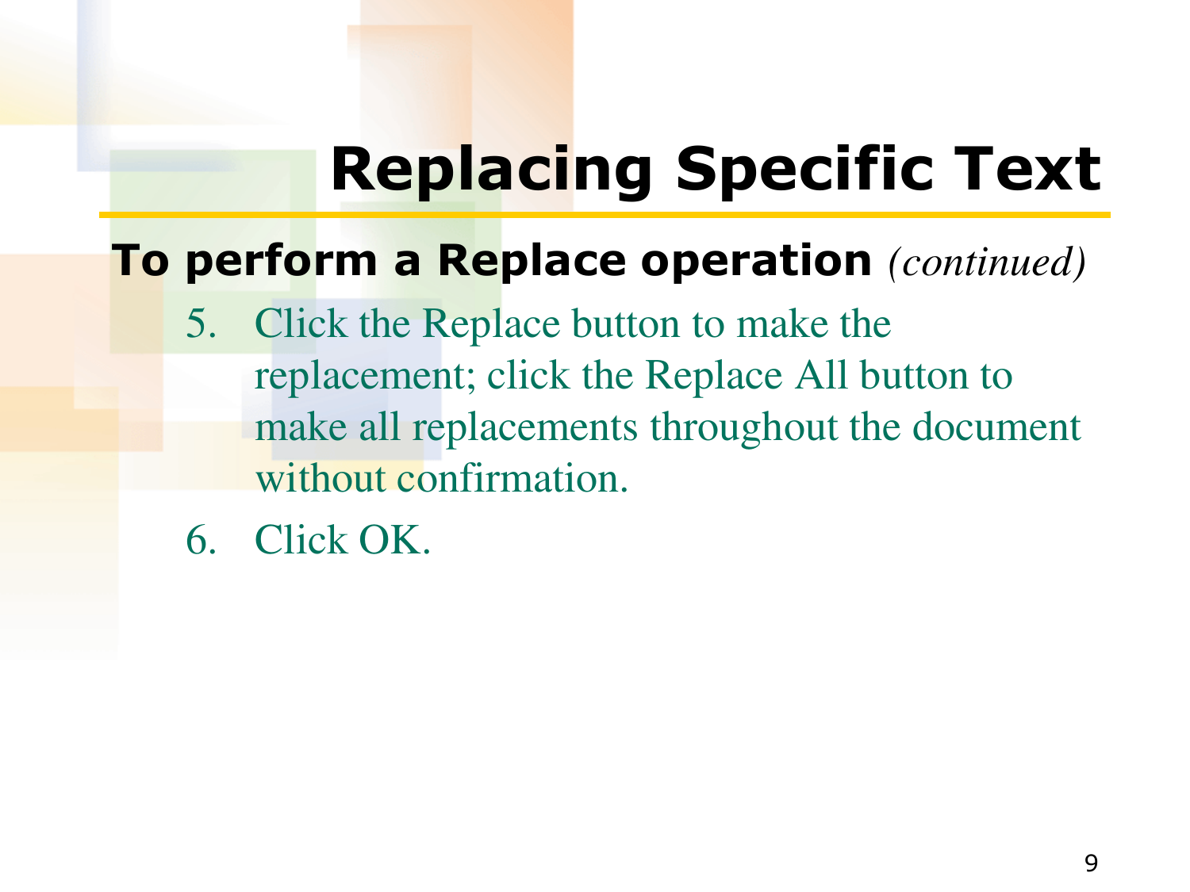# Replacing Specific Text

**To perform a Replace operation** *(continued)*

5. Click the Replace button to make the replacement; click the Replace All button to make all replacements throughout the document without confirmation.
6. Click OK.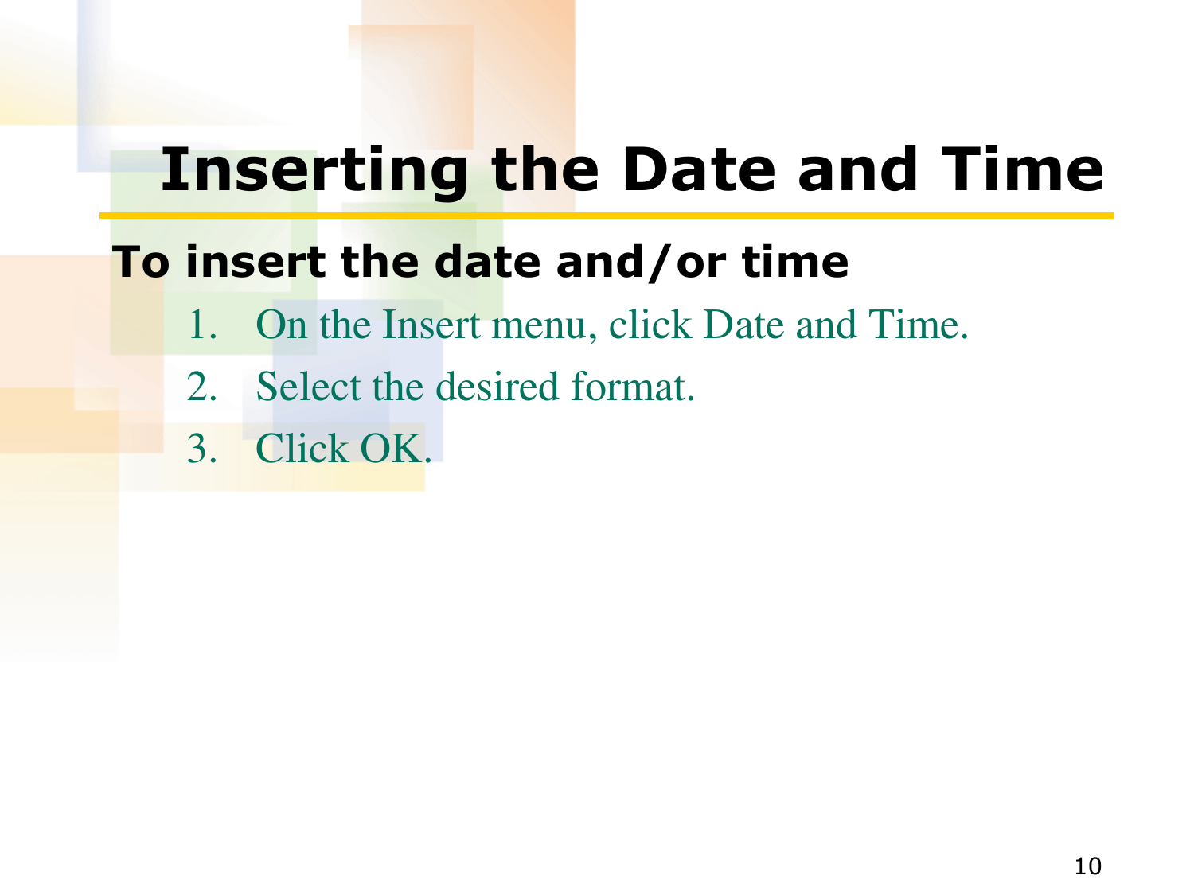# Inserting the Date and Time

**To insert the date and/or time**

1. On the Insert menu, click Date and Time.
2. Select the desired format.
3. Click OK.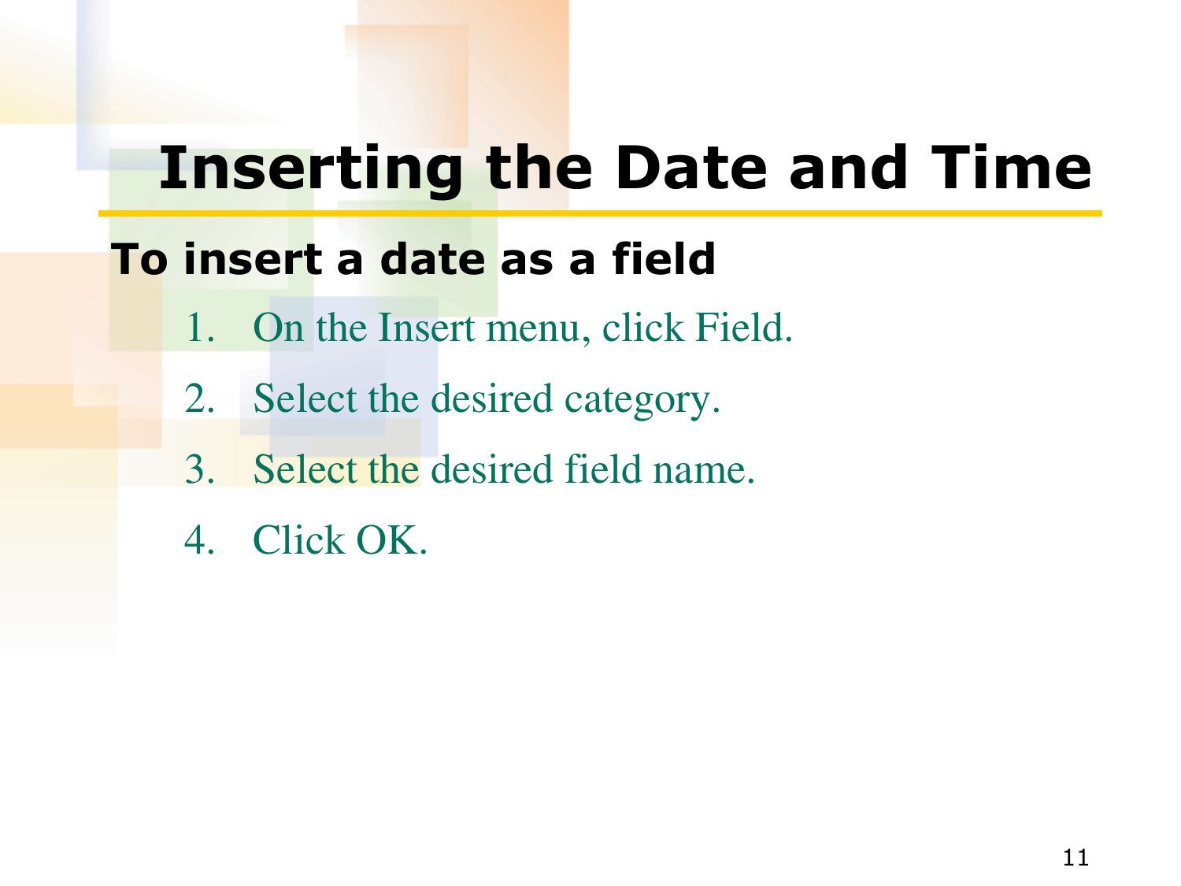# Inserting the Date and Time

**To insert a date as a field**

1. On the Insert menu, click Field.
2. Select the desired category.
3. Select the desired field name.
4. Click OK.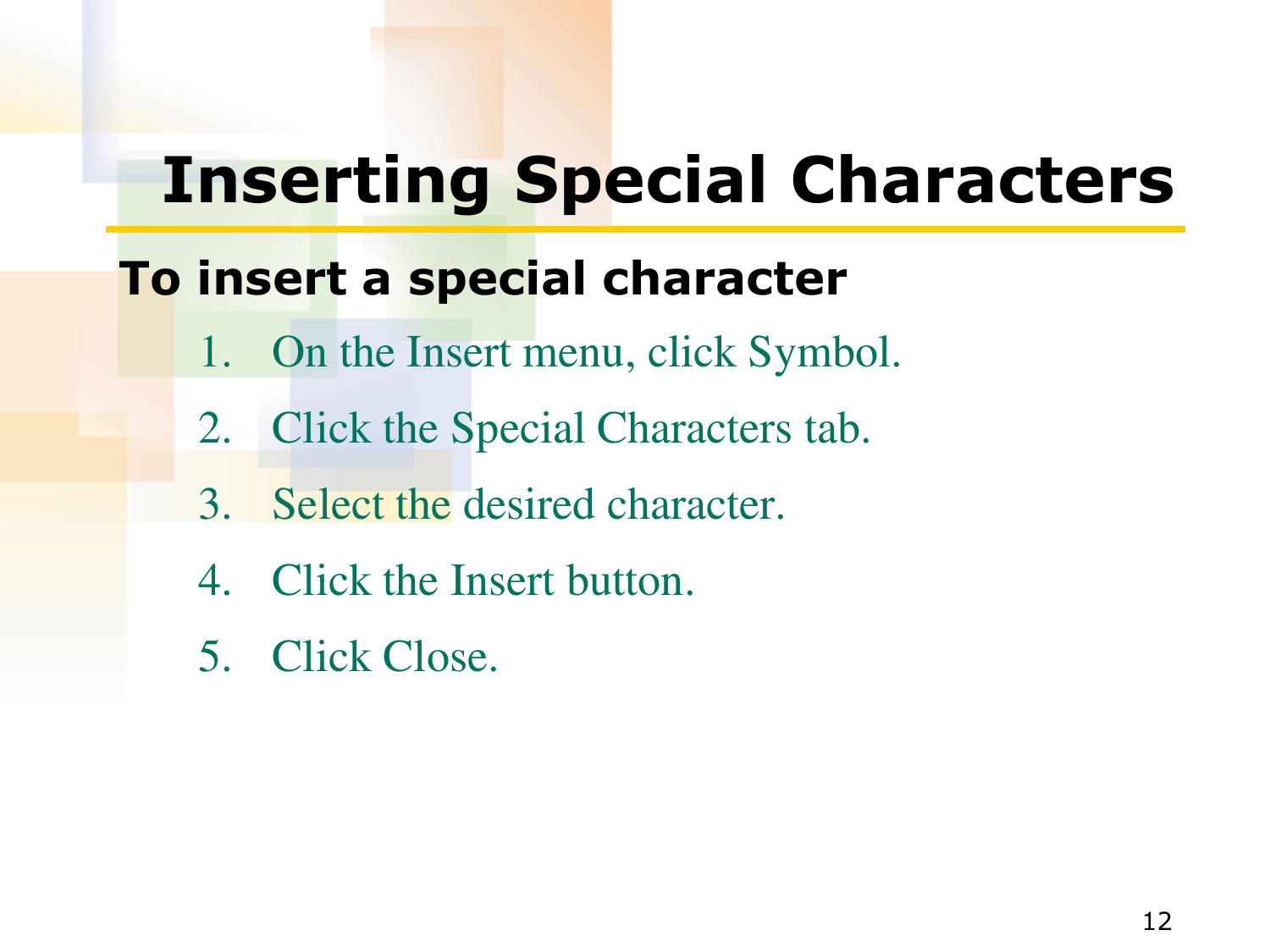# Inserting Special Characters

**To insert a special character**

1. On the Insert menu, click Symbol.
2. Click the Special Characters tab.
3. Select the desired character.
4. Click the Insert button.
5. Click Close.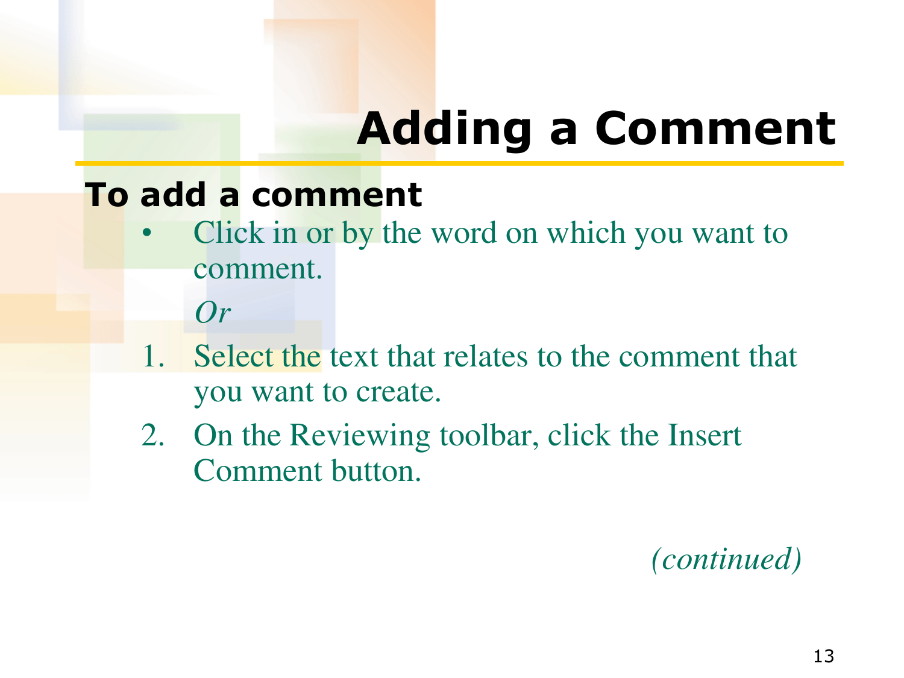# Adding a Comment

**To add a comment**

- Click in or by the word on which you want to comment.

  *Or*

1. Select the text that relates to the comment that you want to create.
2. On the Reviewing toolbar, click the Insert Comment button.

*(continued)*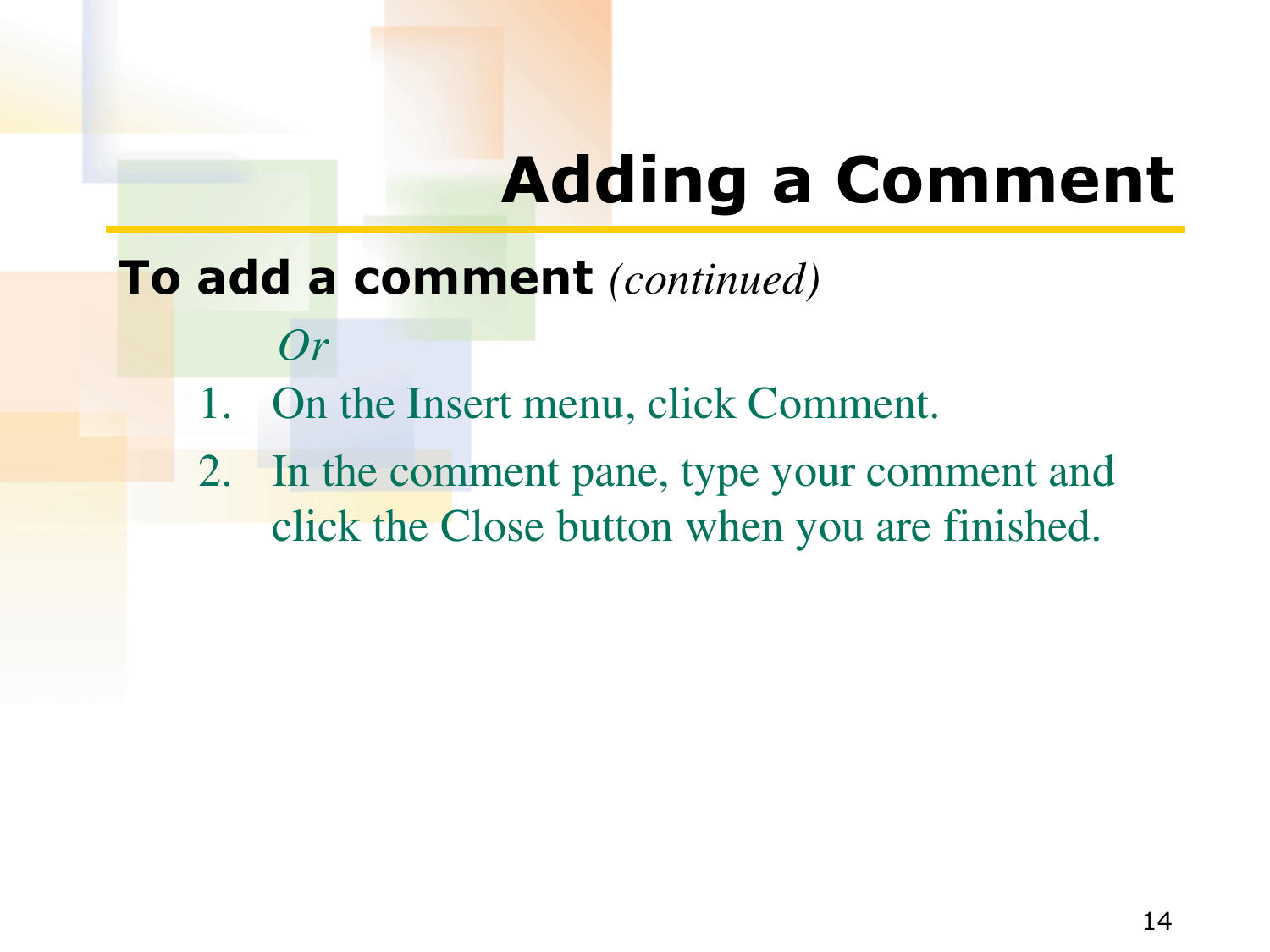# Adding a Comment

**To add a comment** *(continued)*

*Or*

1. On the Insert menu, click Comment.
2. In the comment pane, type your comment and click the Close button when you are finished.